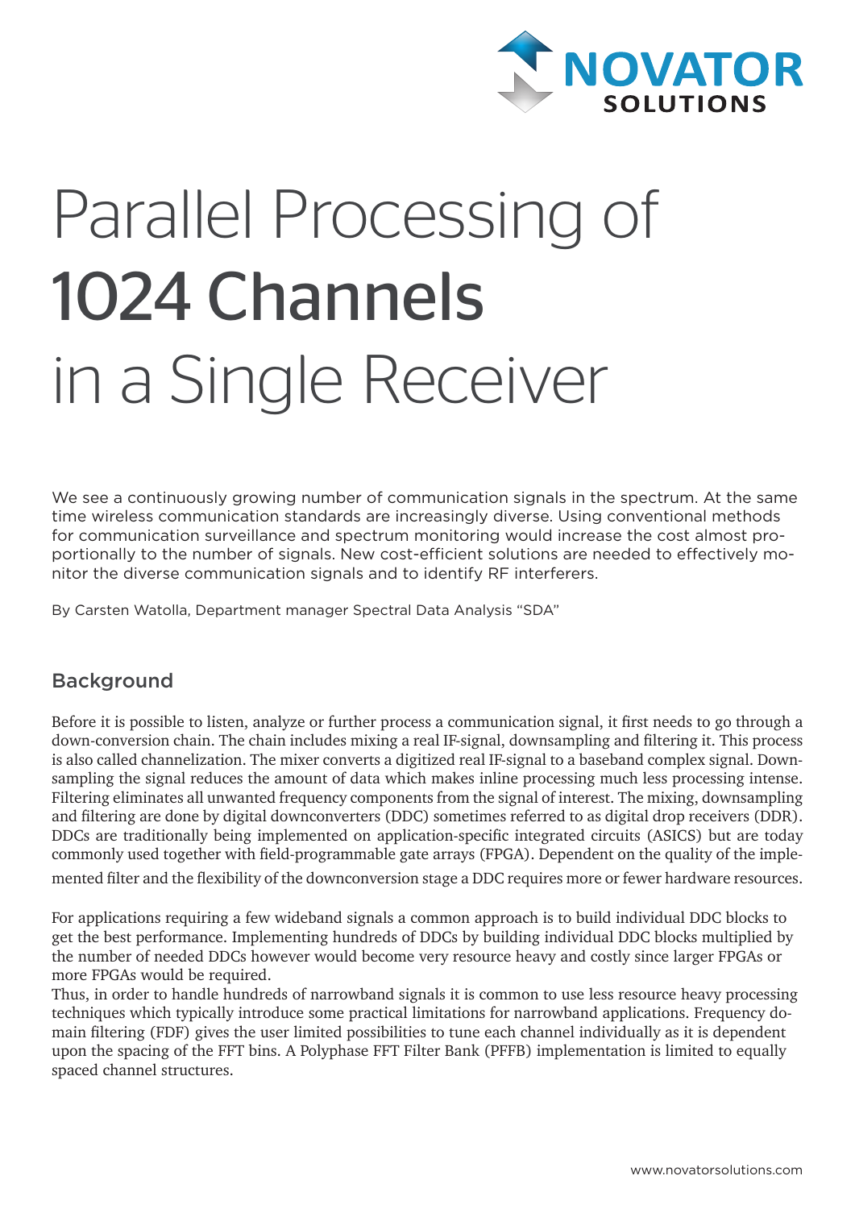# Parallel Processing of **1024 Channels** in a Single Receiver

We see a continuously growing number of communication signals in the spectrum. At the same time wireless communication standards are increasingly diverse. Using conventional methods for communication surveillance and spectrum monitoring would increase the cost almost proportionally to the number of signals. New cost-efficient solutions are needed to effectively monitor the diverse communication signals and to identify RF interferers.

By Carsten Watolla, Department manager Spectral Data Analysis "SDA"

## Background

Before it is possible to listen, analyze or further process a communication signal, it first needs to go through a down-conversion chain. The chain includes mixing a real IF-signal, downsampling and filtering it. This process is also called channelization. The mixer converts a digitized real IF-signal to a baseband complex signal. Downsampling the signal reduces the amount of data which makes inline processing much less processing intense. Filtering eliminates all unwanted frequency components from the signal of interest. The mixing, downsampling and filtering are done by digital downconverters (DDC) sometimes referred to as digital drop receivers (DDR). DDCs are traditionally being implemented on application-specific integrated circuits (ASICS) but are today commonly used together with field-programmable gate arrays (FPGA). Dependent on the quality of the implemented filter and the flexibility of the downconversion stage a DDC requires more or fewer hardware resources.

For applications requiring a few wideband signals a common approach is to build individual DDC blocks to get the best performance. Implementing hundreds of DDCs by building individual DDC blocks multiplied by the number of needed DDCs however would become very resource heavy and costly since larger FPGAs or more FPGAs would be required.
Thus, in order to handle hundreds of narrowband signals it is common to use less resource heavy processing techniques which typically introduce some practical limitations for narrowband applications. Frequency domain filtering (FDF) gives the user limited possibilities to tune each channel individually as it is dependent upon the spacing of the FFT bins. A Polyphase FFT Filter Bank (PFFB) implementation is limited to equally spaced channel structures.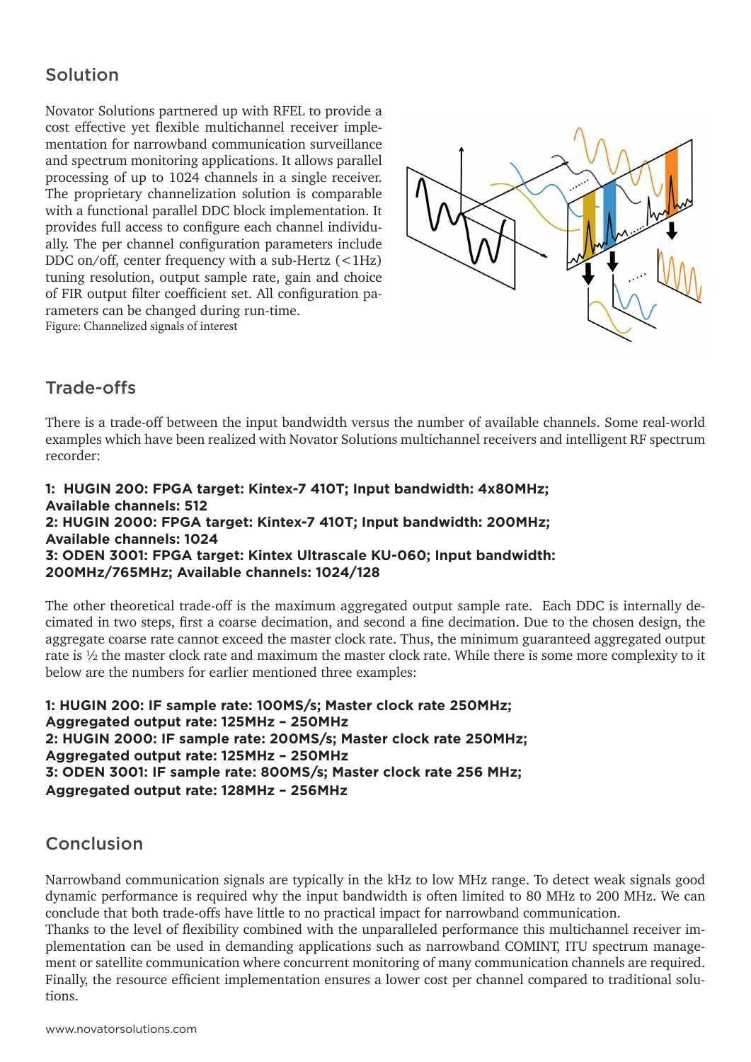## Solution

Novator Solutions partnered up with RFEL to provide a cost effective yet flexible multichannel receiver implementation for narrowband communication surveillance and spectrum monitoring applications. It allows parallel processing of up to 1024 channels in a single receiver. The proprietary channelization solution is comparable with a functional parallel DDC block implementation. It provides full access to configure each channel individually. The per channel configuration parameters include DDC on/off, center frequency with a sub-Hertz (<1Hz) tuning resolution, output sample rate, gain and choice of FIR output filter coefficient set. All configuration parameters can be changed during run-time.

Figure: Channelized signals of interest

## Trade-offs

There is a trade-off between the input bandwidth versus the number of available channels. Some real-world examples which have been realized with Novator Solutions multichannel receivers and intelligent RF spectrum recorder:

**1: HUGIN 200: FPGA target: Kintex-7 410T; Input bandwidth: 4x80MHz; Available channels: 512**
**2: HUGIN 2000: FPGA target: Kintex-7 410T; Input bandwidth: 200MHz; Available channels: 1024**
**3: ODEN 3001: FPGA target: Kintex Ultrascale KU-060; Input bandwidth: 200MHz/765MHz; Available channels: 1024/128**

The other theoretical trade-off is the maximum aggregated output sample rate. Each DDC is internally decimated in two steps, first a coarse decimation, and second a fine decimation. Due to the chosen design, the aggregate coarse rate cannot exceed the master clock rate. Thus, the minimum guaranteed aggregated output rate is ½ the master clock rate and maximum the master clock rate. While there is some more complexity to it below are the numbers for earlier mentioned three examples:

**1: HUGIN 200: IF sample rate: 100MS/s; Master clock rate 250MHz; Aggregated output rate: 125MHz – 250MHz**
**2: HUGIN 2000: IF sample rate: 200MS/s; Master clock rate 250MHz; Aggregated output rate: 125MHz – 250MHz**
**3: ODEN 3001: IF sample rate: 800MS/s; Master clock rate 256 MHz; Aggregated output rate: 128MHz – 256MHz**

## Conclusion

Narrowband communication signals are typically in the kHz to low MHz range. To detect weak signals good dynamic performance is required why the input bandwidth is often limited to 80 MHz to 200 MHz. We can conclude that both trade-offs have little to no practical impact for narrowband communication.
Thanks to the level of flexibility combined with the unparalleled performance this multichannel receiver implementation can be used in demanding applications such as narrowband COMINT, ITU spectrum management or satellite communication where concurrent monitoring of many communication channels are required. Finally, the resource efficient implementation ensures a lower cost per channel compared to traditional solutions.